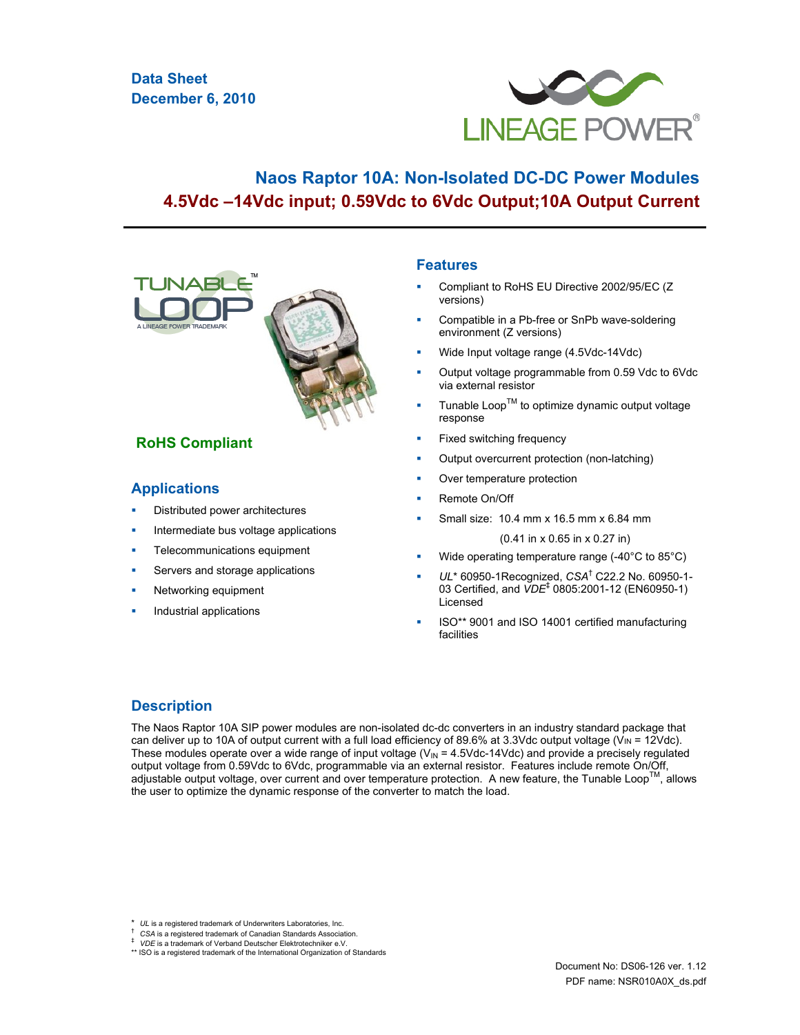Data Sheet
December 6, 2010

# Naos Raptor 10A: Non-Isolated DC-DC Power Modules
## 4.5Vdc –14Vdc input; 0.59Vdc to 6Vdc Output;10A Output Current

**RoHS Compliant**

## Applications

- Distributed power architectures
- Intermediate bus voltage applications
- Telecommunications equipment
- Servers and storage applications
- Networking equipment
- Industrial applications

## Features

- Compliant to RoHS EU Directive 2002/95/EC (Z versions)
- Compatible in a Pb-free or SnPb wave-soldering environment (Z versions)
- Wide Input voltage range (4.5Vdc-14Vdc)
- Output voltage programmable from 0.59 Vdc to 6Vdc via external resistor
- Tunable Loop™ to optimize dynamic output voltage response
- Fixed switching frequency
- Output overcurrent protection (non-latching)
- Over temperature protection
- Remote On/Off
- Small size: 10.4 mm x 16.5 mm x 6.84 mm
  (0.41 in x 0.65 in x 0.27 in)
- Wide operating temperature range (-40°C to 85°C)
- *UL** 60950-1Recognized, *CSA*† C22.2 No. 60950-1-03 Certified, and *VDE*‡ 0805:2001-12 (EN60950-1) Licensed
- ISO** 9001 and ISO 14001 certified manufacturing facilities

## Description

The Naos Raptor 10A SIP power modules are non-isolated dc-dc converters in an industry standard package that can deliver up to 10A of output current with a full load efficiency of 89.6% at 3.3Vdc output voltage ($V_{IN}$ = 12Vdc). These modules operate over a wide range of input voltage ($V_{IN}$ = 4.5Vdc-14Vdc) and provide a precisely regulated output voltage from 0.59Vdc to 6Vdc, programmable via an external resistor. Features include remote On/Off, adjustable output voltage, over current and over temperature protection. A new feature, the Tunable Loop™, allows the user to optimize the dynamic response of the converter to match the load.

\* *UL* is a registered trademark of Underwriters Laboratories, Inc.
† *CSA* is a registered trademark of Canadian Standards Association.
‡ *VDE* is a trademark of Verband Deutscher Elektrotechniker e.V.
** ISO is a registered trademark of the International Organization of Standards

Document No: DS06-126 ver. 1.12
PDF name: NSR010A0X_ds.pdf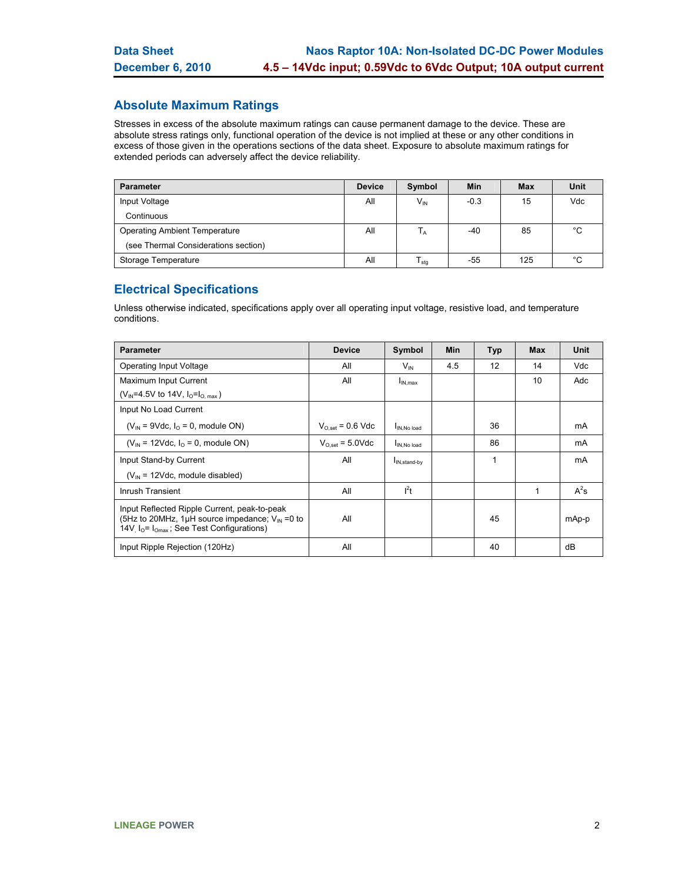## Absolute Maximum Ratings

Stresses in excess of the absolute maximum ratings can cause permanent damage to the device. These are absolute stress ratings only, functional operation of the device is not implied at these or any other conditions in excess of those given in the operations sections of the data sheet. Exposure to absolute maximum ratings for extended periods can adversely affect the device reliability.

| Parameter | Device | Symbol | Min | Max | Unit |
|---|---|---|---|---|---|
| Input Voltage<br>Continuous | All | $V_{IN}$ | -0.3 | 15 | Vdc |
| Operating Ambient Temperature<br>(see Thermal Considerations section) | All | $T_A$ | -40 | 85 | °C |
| Storage Temperature | All | $T_{stg}$ | -55 | 125 | °C |

## Electrical Specifications

Unless otherwise indicated, specifications apply over all operating input voltage, resistive load, and temperature conditions.

| Parameter | Device | Symbol | Min | Typ | Max | Unit |
|---|---|---|---|---|---|---|
| Operating Input Voltage | All | $V_{IN}$ | 4.5 | 12 | 14 | Vdc |
| Maximum Input Current<br>($V_{IN}$=4.5V to 14V, $I_O$=$I_{O,\ max}$) | All | $I_{IN,max}$ | | | 10 | Adc |
| Input No Load Current | | | | | | |
| ($V_{IN}$ = 9Vdc, $I_O$ = 0, module ON) | $V_{O,set}$ = 0.6 Vdc | $I_{IN,No\ load}$ | | 36 | | mA |
| ($V_{IN}$ = 12Vdc, $I_O$ = 0, module ON) | $V_{O,set}$ = 5.0Vdc | $I_{IN,No\ load}$ | | 86 | | mA |
| Input Stand-by Current<br>($V_{IN}$ = 12Vdc, module disabled) | All | $I_{IN,stand\text{-}by}$ | | 1 | | mA |
| Inrush Transient | All | $I^2t$ | | | 1 | $A^2s$ |
| Input Reflected Ripple Current, peak-to-peak (5Hz to 20MHz, 1μH source impedance; $V_{IN}$ =0 to 14V, $I_O$= $I_{Omax}$ ; See Test Configurations) | All | | | 45 | | mAp-p |
| Input Ripple Rejection (120Hz) | All | | | 40 | | dB |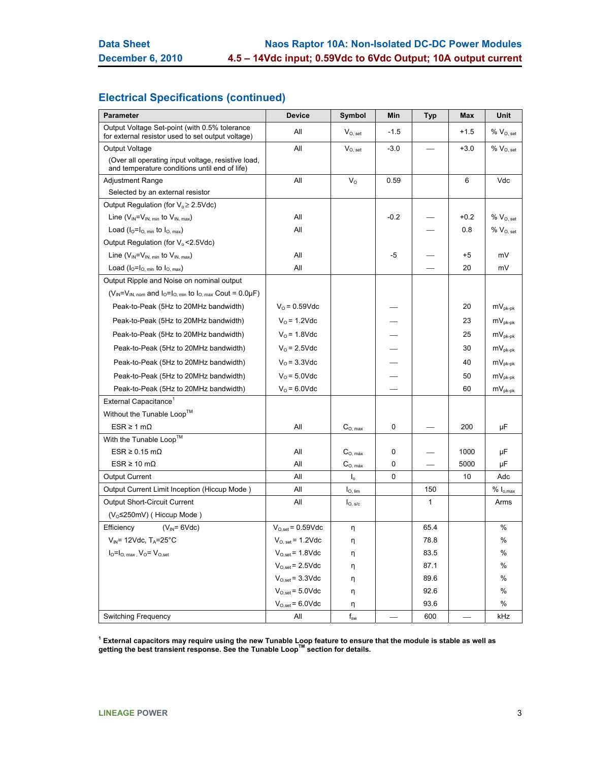## Electrical Specifications (continued)

| Parameter | Device | Symbol | Min | Typ | Max | Unit |
|---|---|---|---|---|---|---|
| Output Voltage Set-point (with 0.5% tolerance for external resistor used to set output voltage) | All | $V_{O,\ set}$ | -1.5 | | +1.5 | % $V_{O,\ set}$ |
| Output Voltage (Over all operating input voltage, resistive load, and temperature conditions until end of life) | All | $V_{O,\ set}$ | -3.0 | — | +3.0 | % $V_{O,\ set}$ |
| Adjustment Range Selected by an external resistor | All | $V_O$ | 0.59 | | 6 | Vdc |
| Output Regulation (for $V_o \geq 2.5$Vdc) | | | | | | |
| Line ($V_{IN}=V_{IN,\ min}$ to $V_{IN,\ max}$) | All | | -0.2 | — | +0.2 | % $V_{O,\ set}$ |
| Load ($I_O=I_{O,\ min}$ to $I_{O,\ max}$) | All | | | — | 0.8 | % $V_{O,\ set}$ |
| Output Regulation (for $V_o$ <2.5Vdc) | | | | | | |
| Line ($V_{IN}=V_{IN,\ min}$ to $V_{IN,\ max}$) | All | | -5 | — | +5 | mV |
| Load ($I_O=I_{O,\ min}$ to $I_{O,\ max}$) | All | | | — | 20 | mV |
| Output Ripple and Noise on nominal output | | | | | | |
| ($V_{IN}=V_{IN,\ nom}$ and $I_O=I_{O,\ min}$ to $I_{O,\ max}$ Cout = 0.0µF) | | | | | | |
| Peak-to-Peak (5Hz to 20MHz bandwidth) | $V_O$ = 0.59Vdc | | | — | 20 | $mV_{pk-pk}$ |
| Peak-to-Peak (5Hz to 20MHz bandwidth) | $V_O$ = 1.2Vdc | | | — | 23 | $mV_{pk-pk}$ |
| Peak-to-Peak (5Hz to 20MHz bandwidth) | $V_O$ = 1.8Vdc | | | — | 25 | $mV_{pk-pk}$ |
| Peak-to-Peak (5Hz to 20MHz bandwidth) | $V_O$ = 2.5Vdc | | | — | 30 | $mV_{pk-pk}$ |
| Peak-to-Peak (5Hz to 20MHz bandwidth) | $V_O$ = 3.3Vdc | | | — | 40 | $mV_{pk-pk}$ |
| Peak-to-Peak (5Hz to 20MHz bandwidth) | $V_O$ = 5.0Vdc | | | — | 50 | $mV_{pk-pk}$ |
| Peak-to-Peak (5Hz to 20MHz bandwidth) | $V_O$ = 6.0Vdc | | | — | 60 | $mV_{pk-pk}$ |
| External Capacitance[1] | | | | | | |
| Without the Tunable Loop™ | | | | | | |
| ESR ≥ 1 mΩ | All | $C_{O,\ max}$ | 0 | — | 200 | µF |
| With the Tunable Loop™ | | | | | | |
| ESR ≥ 0.15 mΩ | All | $C_{O,\ max}$ | 0 | — | 1000 | µF |
| ESR ≥ 10 mΩ | All | $C_{O,\ max}$ | 0 | — | 5000 | µF |
| Output Current | All | $I_o$ | 0 | | 10 | Adc |
| Output Current Limit Inception (Hiccup Mode ) | All | $I_{O,\ lim}$ | | 150 | | % $I_{o,max}$ |
| Output Short-Circuit Current ($V_O$≤250mV) ( Hiccup Mode ) | All | $I_{O,\ s/c}$ | | 1 | | Arms |
| Efficiency ($V_{IN}$= 6Vdc) | $V_{O,set}$ = 0.59Vdc | η | | 65.4 | | % |
| $V_{IN}$= 12Vdc, $T_A$=25°C | $V_{O,\ set}$ = 1.2Vdc | η | | 78.8 | | % |
| $I_O=I_{O,\ max}$, $V_O$= $V_{O,set}$ | $V_{O,set}$ = 1.8Vdc | η | | 83.5 | | % |
| | $V_{O,set}$ = 2.5Vdc | η | | 87.1 | | % |
| | $V_{O,set}$ = 3.3Vdc | η | | 89.6 | | % |
| | $V_{O,set}$ = 5.0Vdc | η | | 92.6 | | % |
| | $V_{O,set}$ = 6.0Vdc | η | | 93.6 | | % |
| Switching Frequency | All | $f_{sw}$ | — | 600 | — | kHz |

**[1] External capacitors may require using the new Tunable Loop feature to ensure that the module is stable as well as getting the best transient response. See the Tunable Loop™ section for details.**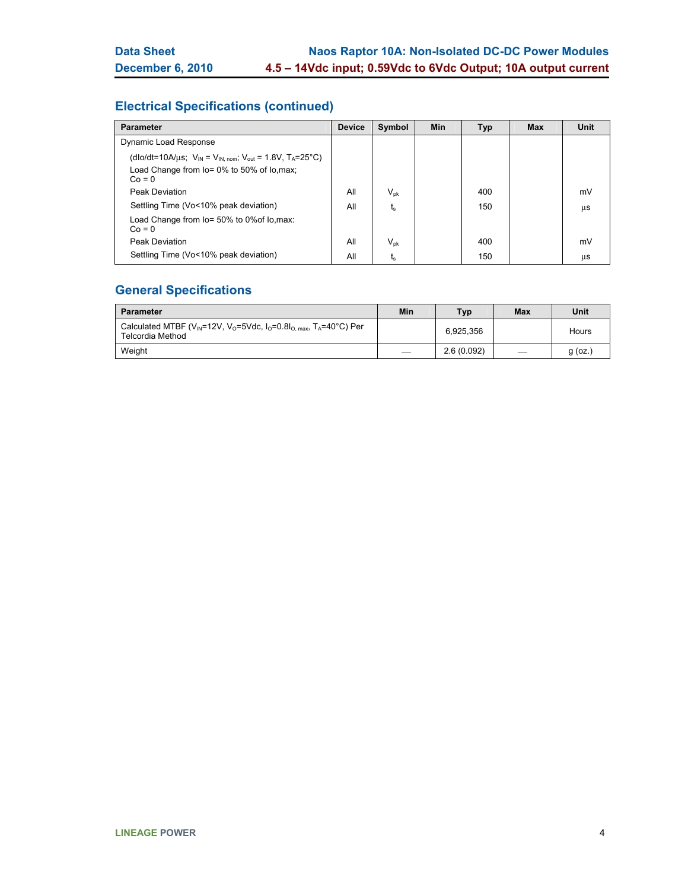## Electrical Specifications (continued)

| Parameter | Device | Symbol | Min | Typ | Max | Unit |
|---|---|---|---|---|---|---|
| Dynamic Load Response | | | | | | |
| (dIo/dt=10A/µs; $V_{IN}$ = $V_{IN, nom}$; $V_{out}$ = 1.8V, $T_A$=25°C) | | | | | | |
| Load Change from Io= 0% to 50% of Io,max; Co = 0 | | | | | | |
| Peak Deviation | All | $V_{pk}$ | | 400 | | mV |
| Settling Time (Vo<10% peak deviation) | All | $t_s$ | | 150 | | µs |
| Load Change from Io= 50% to 0%of Io,max: Co = 0 | | | | | | |
| Peak Deviation | All | $V_{pk}$ | | 400 | | mV |
| Settling Time (Vo<10% peak deviation) | All | $t_s$ | | 150 | | µs |

## General Specifications

| Parameter | Min | Typ | Max | Unit |
|---|---|---|---|---|
| Calculated MTBF ($V_{IN}$=12V, $V_O$=5Vdc, $I_O$=0.8$I_{O, max}$, $T_A$=40°C) Per Telcordia Method | | 6,925,356 | | Hours |
| Weight | — | 2.6 (0.092) | — | g (oz.) |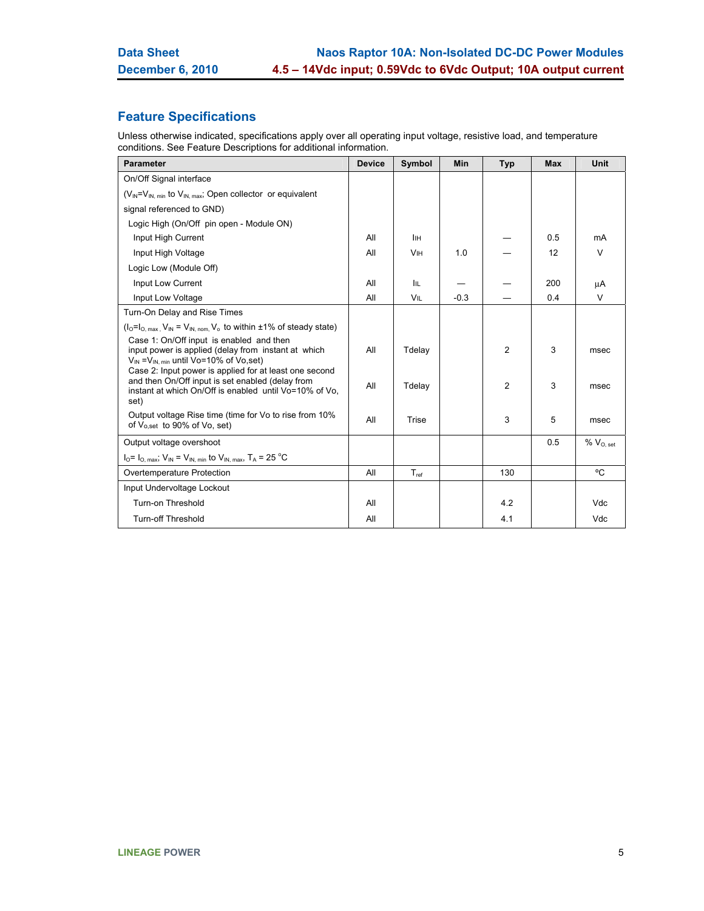## Feature Specifications

Unless otherwise indicated, specifications apply over all operating input voltage, resistive load, and temperature conditions. See Feature Descriptions for additional information.

| Parameter | Device | Symbol | Min | Typ | Max | Unit |
|---|---|---|---|---|---|---|
| On/Off Signal interface | | | | | | |
| ($V_{IN}$=$V_{IN, min}$ to $V_{IN, max}$; Open collector or equivalent | | | | | | |
| signal referenced to GND) | | | | | | |
| Logic High (On/Off pin open - Module ON) | | | | | | |
| Input High Current | All | $I_{IH}$ | | — | 0.5 | mA |
| Input High Voltage | All | $V_{IH}$ | 1.0 | — | 12 | V |
| Logic Low (Module Off) | | | | | | |
| Input Low Current | All | $I_{IL}$ | — | — | 200 | µA |
| Input Low Voltage | All | $V_{IL}$ | -0.3 | — | 0.4 | V |
| Turn-On Delay and Rise Times | | | | | | |
| ($I_O$=$I_{O, max}$, $V_{IN}$ = $V_{IN, nom,}$ $V_o$ to within ±1% of steady state) | | | | | | |
| Case 1: On/Off input is enabled and then input power is applied (delay from instant at which $V_{IN}$ =$V_{IN, min}$ until Vo=10% of Vo,set) | All | Tdelay | | 2 | 3 | msec |
| Case 2: Input power is applied for at least one second and then On/Off input is set enabled (delay from instant at which On/Off is enabled until Vo=10% of Vo, set) | All | Tdelay | | 2 | 3 | msec |
| Output voltage Rise time (time for Vo to rise from 10% of $V_{o,set}$ to 90% of Vo, set) | All | Trise | | 3 | 5 | msec |
| Output voltage overshoot | | | | | 0.5 | % $V_{O, set}$ |
| $I_O$= $I_{O, max}$; $V_{IN}$ = $V_{IN, min}$ to $V_{IN, max}$, $T_A$ = 25 °C | | | | | | |
| Overtemperature Protection | All | $T_{ref}$ | | 130 | | ºC |
| Input Undervoltage Lockout | | | | | | |
| Turn-on Threshold | All | | | 4.2 | | Vdc |
| Turn-off Threshold | All | | | 4.1 | | Vdc |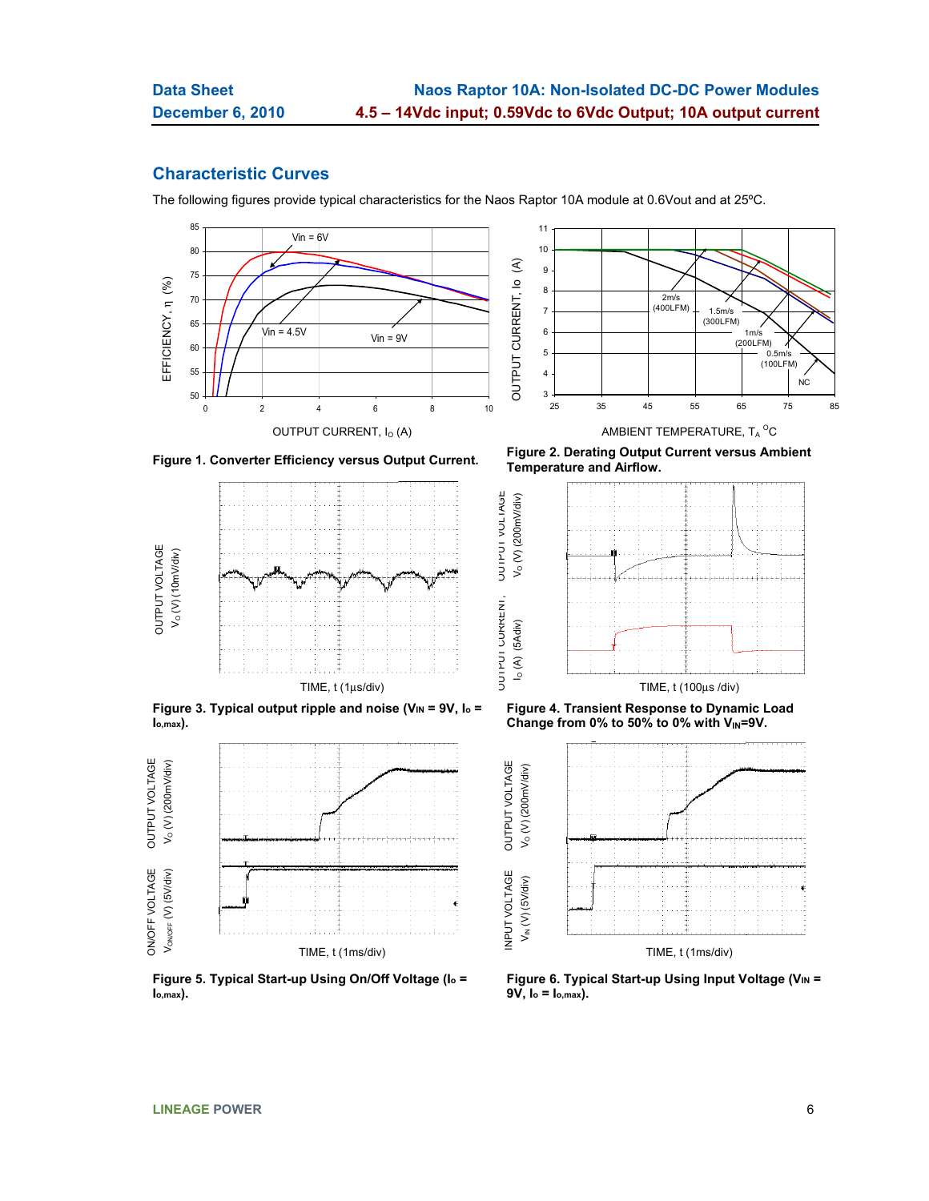## Characteristic Curves

The following figures provide typical characteristics for the Naos Raptor 10A module at 0.6Vout and at 25ºC.

**Figure 1. Converter Efficiency versus Output Current.**

**Figure 2. Derating Output Current versus Ambient Temperature and Airflow.**

**Figure 3. Typical output ripple and noise ($V_{IN}$ = 9V, $I_o$ = $I_{o,max}$).**

**Figure 4. Transient Response to Dynamic Load Change from 0% to 50% to 0% with $V_{IN}$=9V.**

**Figure 5. Typical Start-up Using On/Off Voltage ($I_o$ = $I_{o,max}$).**

**Figure 6. Typical Start-up Using Input Voltage ($V_{IN}$ = 9V, $I_o$ = $I_{o,max}$).**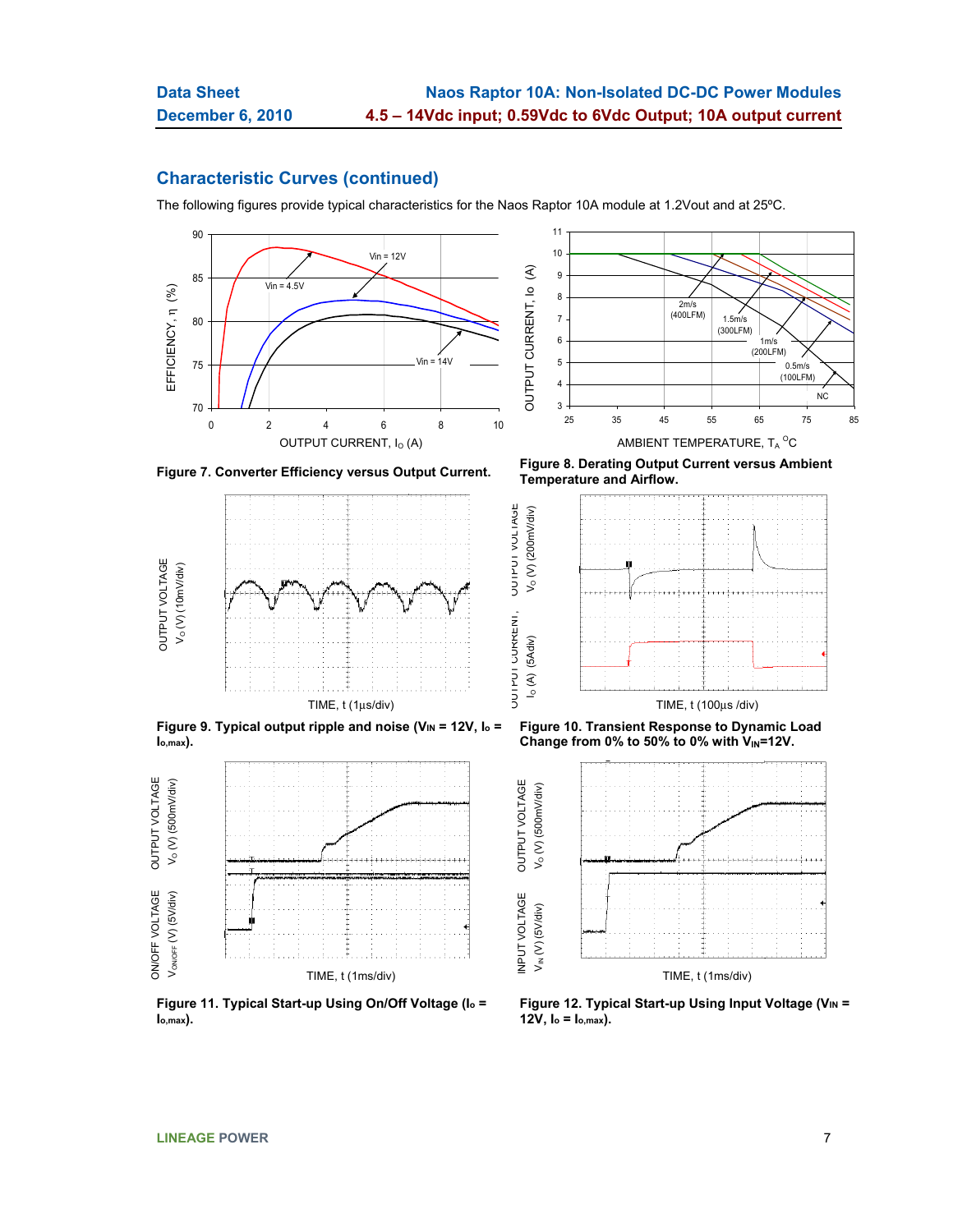## Characteristic Curves (continued)

The following figures provide typical characteristics for the Naos Raptor 10A module at 1.2Vout and at 25ºC.

Figure 7. Converter Efficiency versus Output Current.

Figure 8. Derating Output Current versus Ambient Temperature and Airflow.

Figure 9. Typical output ripple and noise ($V_{IN}$ = 12V, $I_o$ = $I_{o,max}$).

Figure 10. Transient Response to Dynamic Load Change from 0% to 50% to 0% with $V_{IN}$=12V.

Figure 11. Typical Start-up Using On/Off Voltage ($I_o$ = $I_{o,max}$).

Figure 12. Typical Start-up Using Input Voltage ($V_{IN}$ = 12V, $I_o$ = $I_{o,max}$).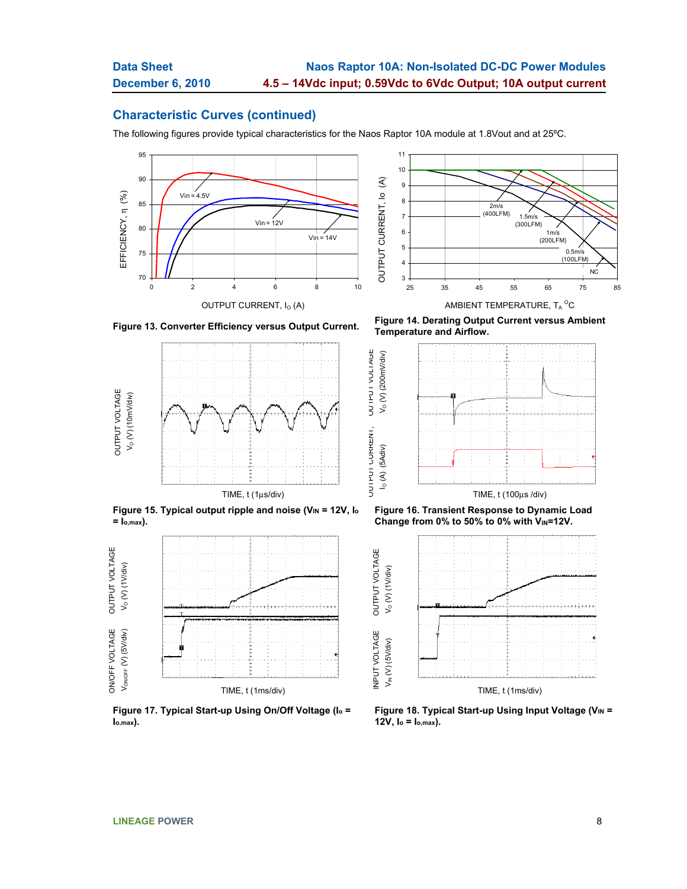## Characteristic Curves (continued)

The following figures provide typical characteristics for the Naos Raptor 10A module at 1.8Vout and at 25ºC.

**Figure 13. Converter Efficiency versus Output Current.**

**Figure 14. Derating Output Current versus Ambient Temperature and Airflow.**

**Figure 15. Typical output ripple and noise ($V_{IN}$ = 12V, $I_o$ = $I_{o,max}$).**

**Figure 16. Transient Response to Dynamic Load Change from 0% to 50% to 0% with $V_{IN}$=12V.**

**Figure 17. Typical Start-up Using On/Off Voltage ($I_o$ = $I_{o,max}$).**

**Figure 18. Typical Start-up Using Input Voltage ($V_{IN}$ = 12V, $I_o$ = $I_{o,max}$).**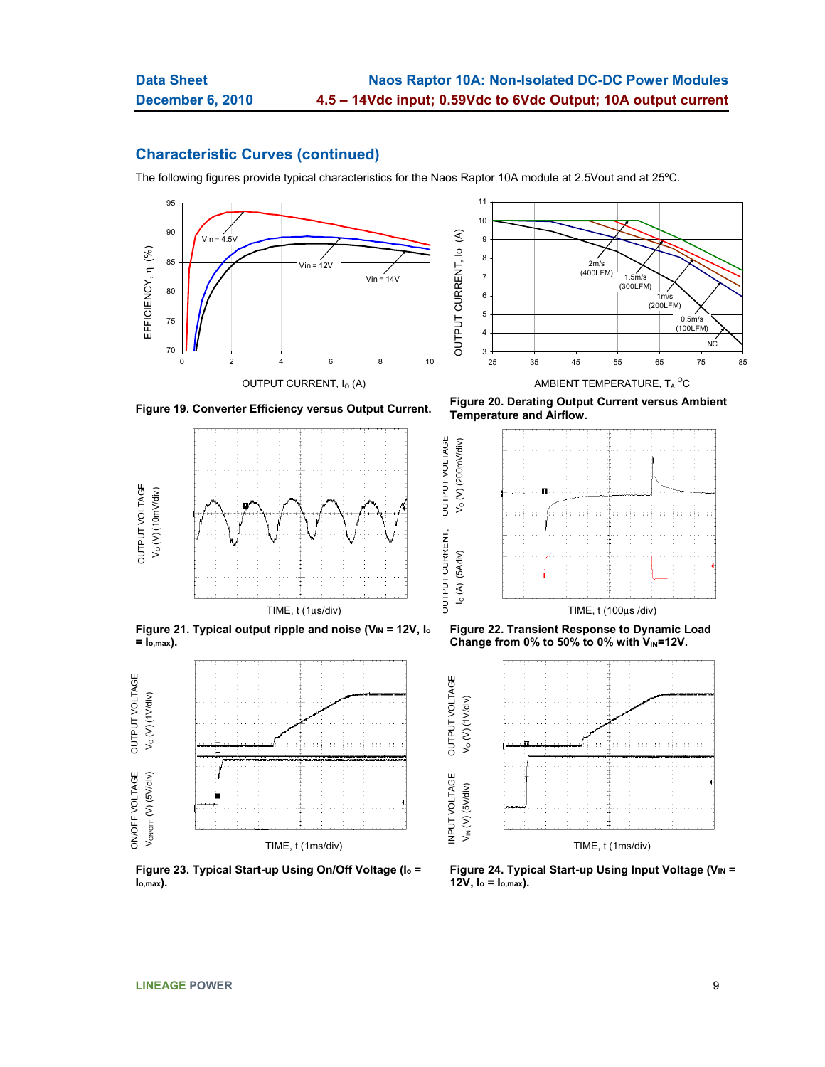## Characteristic Curves (continued)

The following figures provide typical characteristics for the Naos Raptor 10A module at 2.5Vout and at 25ºC.

Figure 19. Converter Efficiency versus Output Current.

Figure 20. Derating Output Current versus Ambient Temperature and Airflow.

Figure 21. Typical output ripple and noise ($V_{IN}$ = 12V, $I_o$ = $I_{o,max}$).

Figure 22. Transient Response to Dynamic Load Change from 0% to 50% to 0% with $V_{IN}$=12V.

Figure 23. Typical Start-up Using On/Off Voltage ($I_o$ = $I_{o,max}$).

Figure 24. Typical Start-up Using Input Voltage ($V_{IN}$ = 12V, $I_o$ = $I_{o,max}$).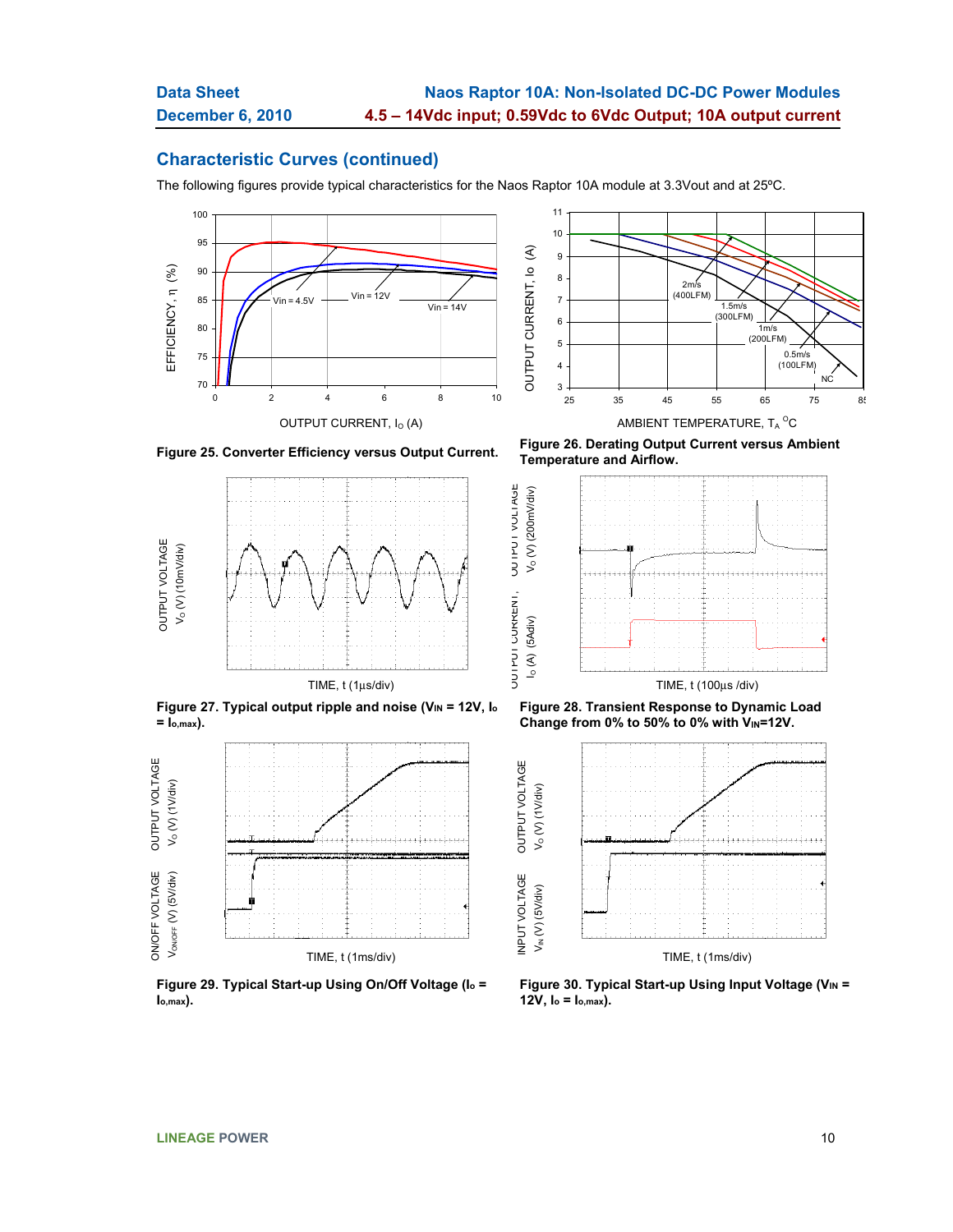## Characteristic Curves (continued)

The following figures provide typical characteristics for the Naos Raptor 10A module at 3.3Vout and at 25ºC.

Figure 25. Converter Efficiency versus Output Current.

Figure 26. Derating Output Current versus Ambient Temperature and Airflow.

Figure 27. Typical output ripple and noise ($V_{IN}$ = 12V, $I_o$ = $I_{o,max}$).

Figure 28. Transient Response to Dynamic Load Change from 0% to 50% to 0% with $V_{IN}$=12V.

Figure 29. Typical Start-up Using On/Off Voltage ($I_o$ = $I_{o,max}$).

Figure 30. Typical Start-up Using Input Voltage ($V_{IN}$ = 12V, $I_o$ = $I_{o,max}$).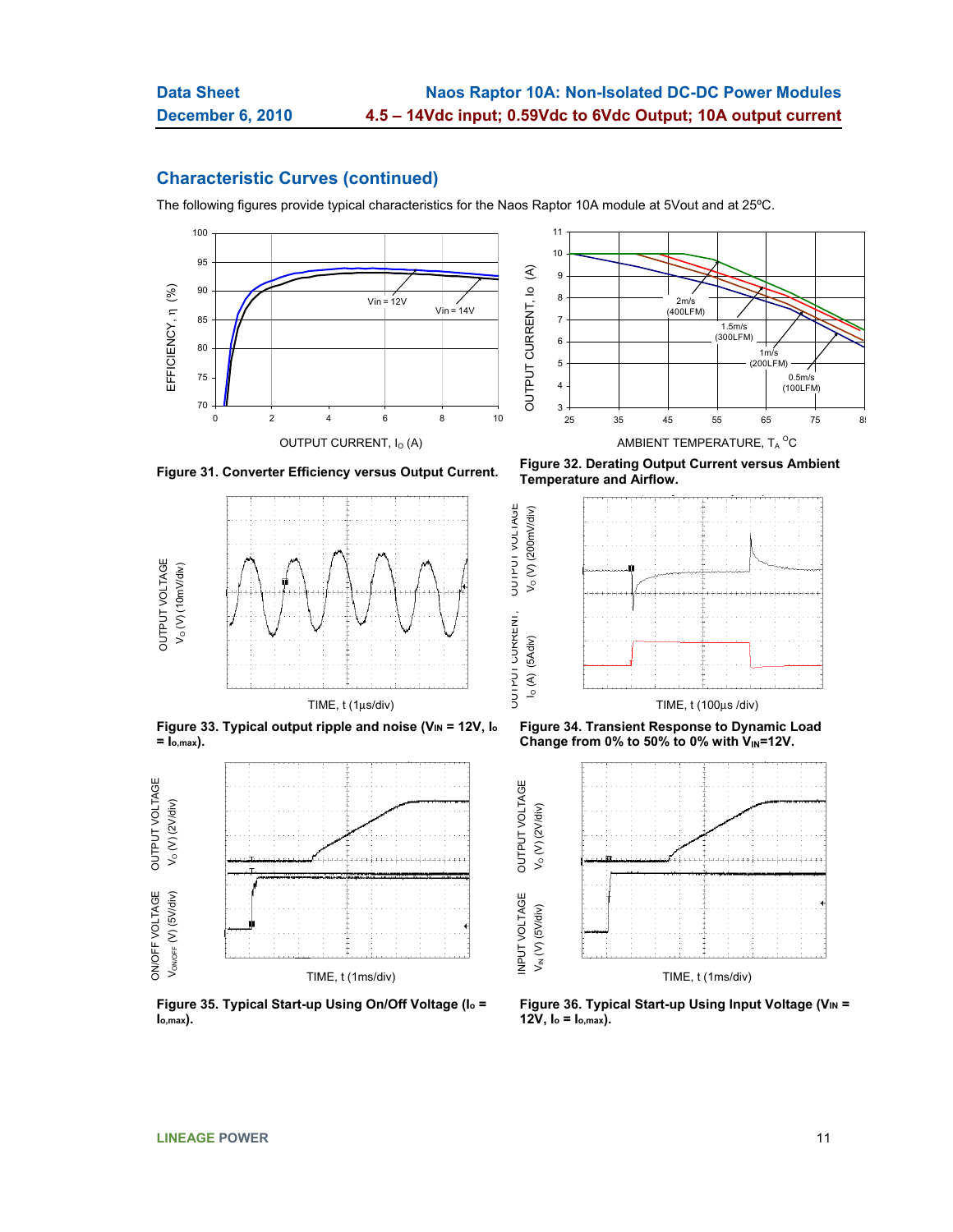## Characteristic Curves (continued)

The following figures provide typical characteristics for the Naos Raptor 10A module at 5Vout and at 25ºC.

Figure 31. Converter Efficiency versus Output Current.

Figure 32. Derating Output Current versus Ambient Temperature and Airflow.

Figure 33. Typical output ripple and noise ($V_{IN}$ = 12V, $I_o$ = $I_{o,max}$).

Figure 34. Transient Response to Dynamic Load Change from 0% to 50% to 0% with $V_{IN}$=12V.

Figure 35. Typical Start-up Using On/Off Voltage ($I_o$ = $I_{o,max}$).

Figure 36. Typical Start-up Using Input Voltage ($V_{IN}$ = 12V, $I_o$ = $I_{o,max}$).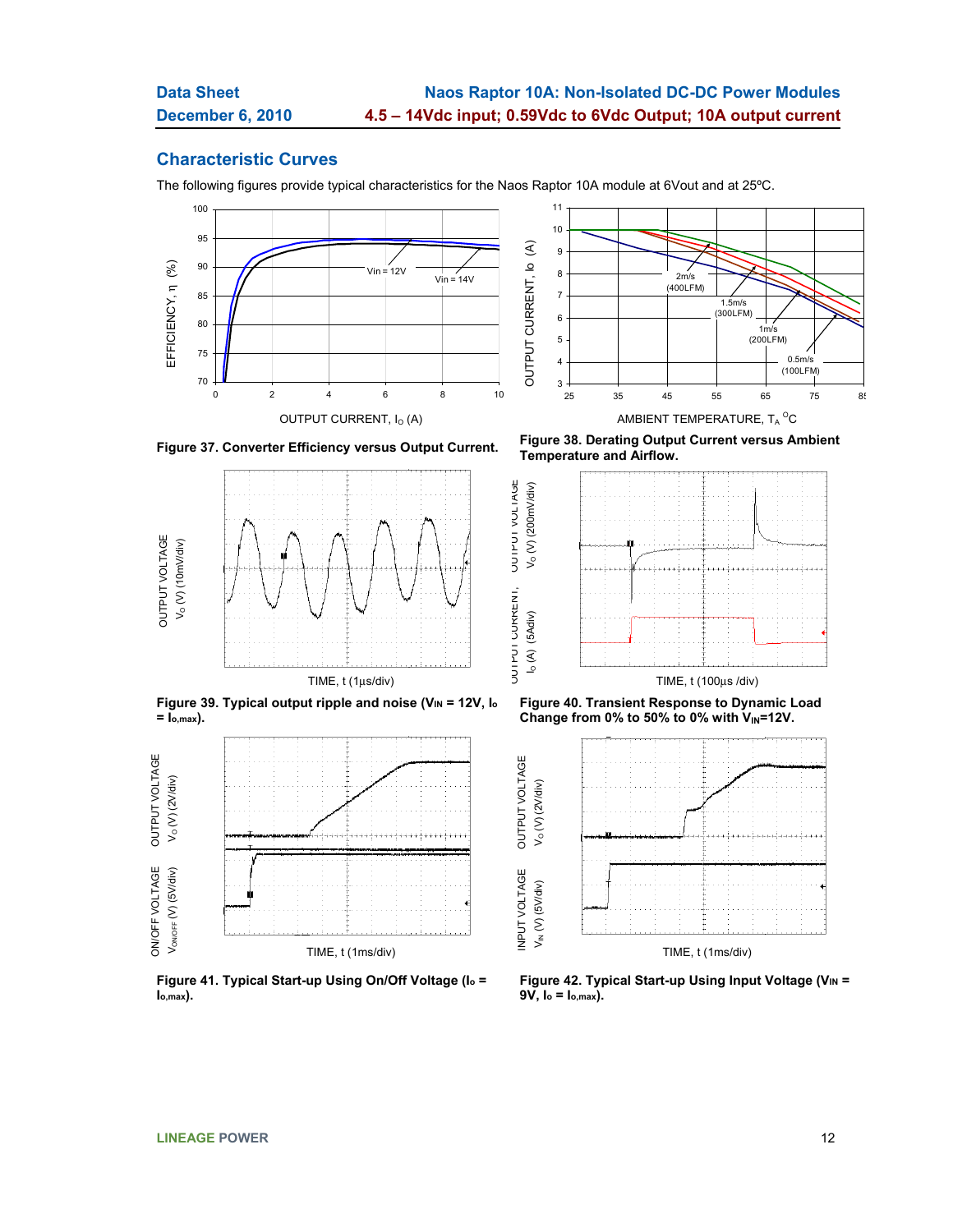## Characteristic Curves

The following figures provide typical characteristics for the Naos Raptor 10A module at 6Vout and at 25ºC.

**Figure 37. Converter Efficiency versus Output Current.**

**Figure 38. Derating Output Current versus Ambient Temperature and Airflow.**

**Figure 39. Typical output ripple and noise ($V_{IN}$ = 12V, $I_o$ = $I_{o,max}$).**

**Figure 40. Transient Response to Dynamic Load Change from 0% to 50% to 0% with $V_{IN}$=12V.**

**Figure 41. Typical Start-up Using On/Off Voltage ($I_o$ = $I_{o,max}$).**

**Figure 42. Typical Start-up Using Input Voltage ($V_{IN}$ = 9V, $I_o$ = $I_{o,max}$).**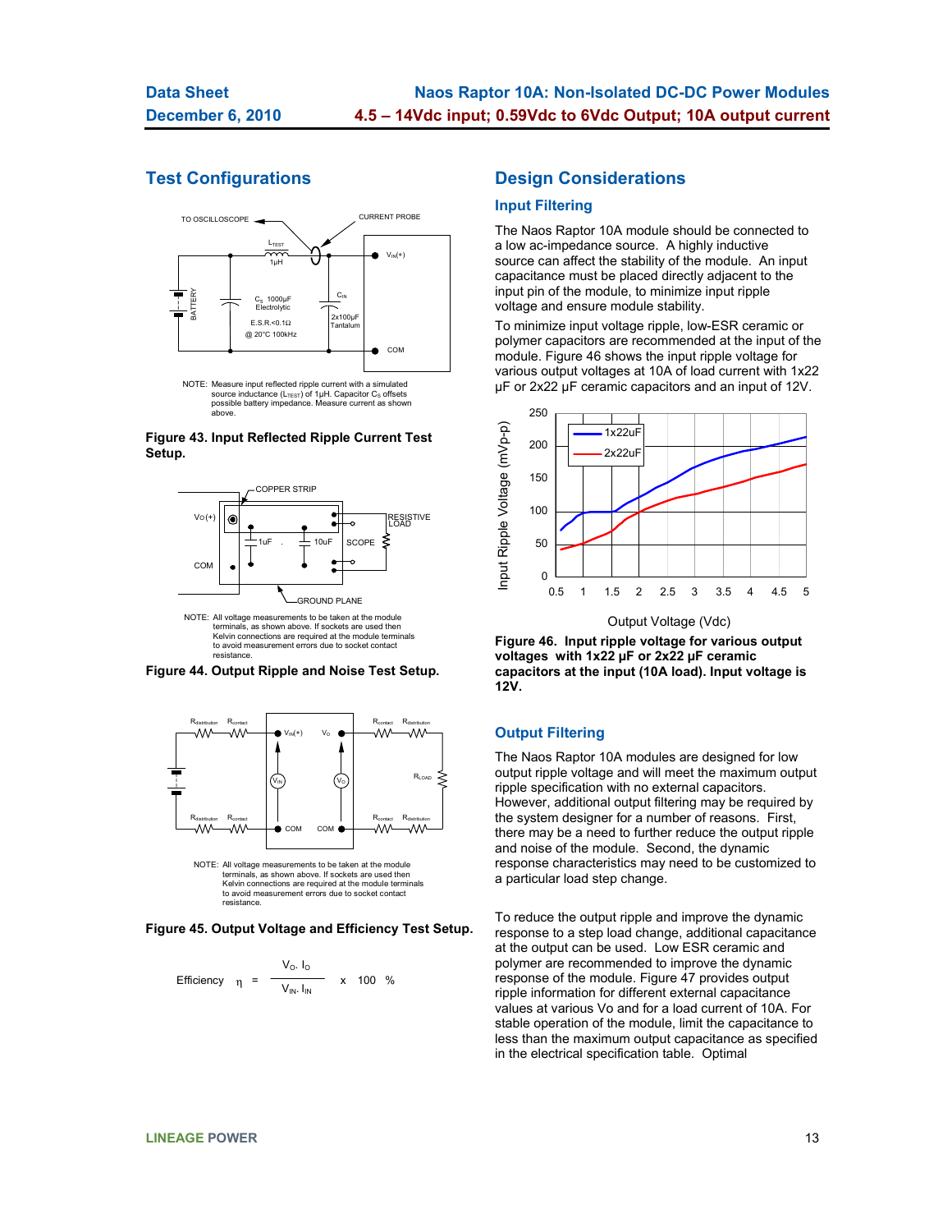## Test Configurations

NOTE: Measure input reflected ripple current with a simulated source inductance ($L_{TEST}$) of 1μH. Capacitor $C_S$ offsets possible battery impedance. Measure current as shown above.

**Figure 43. Input Reflected Ripple Current Test Setup.**

NOTE: All voltage measurements to be taken at the module terminals, as shown above. If sockets are used then Kelvin connections are required at the module terminals to avoid measurement errors due to socket contact resistance.

**Figure 44. Output Ripple and Noise Test Setup.**

NOTE: All voltage measurements to be taken at the module terminals, as shown above. If sockets are used then Kelvin connections are required at the module terminals to avoid measurement errors due to socket contact resistance.

**Figure 45. Output Voltage and Efficiency Test Setup.**

$$\text{Efficiency} \quad \eta = \frac{V_O \cdot I_O}{V_{IN} \cdot I_{IN}} \times 100 \ \%$$

## Design Considerations

### Input Filtering

The Naos Raptor 10A module should be connected to a low ac-impedance source. A highly inductive source can affect the stability of the module. An input capacitance must be placed directly adjacent to the input pin of the module, to minimize input ripple voltage and ensure module stability.

To minimize input voltage ripple, low-ESR ceramic or polymer capacitors are recommended at the input of the module. Figure 46 shows the input ripple voltage for various output voltages at 10A of load current with 1x22 μF or 2x22 μF ceramic capacitors and an input of 12V.

**Figure 46. Input ripple voltage for various output voltages with 1x22 μF or 2x22 μF ceramic capacitors at the input (10A load). Input voltage is 12V.**

### Output Filtering

The Naos Raptor 10A modules are designed for low output ripple voltage and will meet the maximum output ripple specification with no external capacitors. However, additional output filtering may be required by the system designer for a number of reasons. First, there may be a need to further reduce the output ripple and noise of the module. Second, the dynamic response characteristics may need to be customized to a particular load step change.

To reduce the output ripple and improve the dynamic response to a step load change, additional capacitance at the output can be used. Low ESR ceramic and polymer are recommended to improve the dynamic response of the module. Figure 47 provides output ripple information for different external capacitance values at various Vo and for a load current of 10A. For stable operation of the module, limit the capacitance to less than the maximum output capacitance as specified in the electrical specification table. Optimal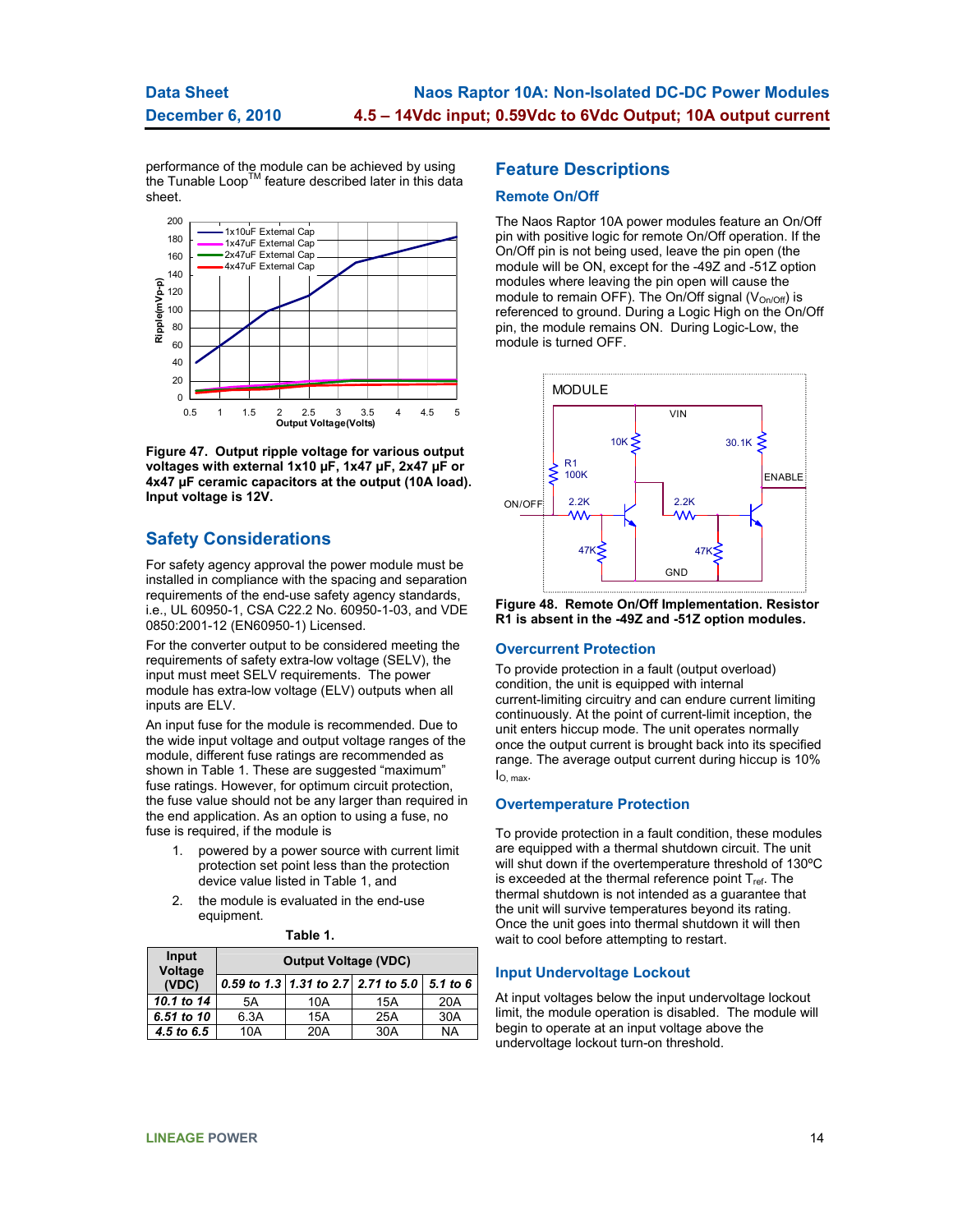performance of the module can be achieved by using the Tunable Loop™ feature described later in this data sheet.

Figure 47. Output ripple voltage for various output voltages with external 1x10 μF, 1x47 μF, 2x47 μF or 4x47 μF ceramic capacitors at the output (10A load). Input voltage is 12V.

## Safety Considerations

For safety agency approval the power module must be installed in compliance with the spacing and separation requirements of the end-use safety agency standards, i.e., UL 60950-1, CSA C22.2 No. 60950-1-03, and VDE 0850:2001-12 (EN60950-1) Licensed.

For the converter output to be considered meeting the requirements of safety extra-low voltage (SELV), the input must meet SELV requirements. The power module has extra-low voltage (ELV) outputs when all inputs are ELV.

An input fuse for the module is recommended. Due to the wide input voltage and output voltage ranges of the module, different fuse ratings are recommended as shown in Table 1. These are suggested "maximum" fuse ratings. However, for optimum circuit protection, the fuse value should not be any larger than required in the end application. As an option to using a fuse, no fuse is required, if the module is

1. powered by a power source with current limit protection set point less than the protection device value listed in Table 1, and
2. the module is evaluated in the end-use equipment.

**Table 1.**

| Input Voltage (VDC) | Output Voltage (VDC) | | | |
|---|---|---|---|---|
| | *0.59 to 1.3* | *1.31 to 2.7* | *2.71 to 5.0* | *5.1 to 6* |
| *10.1 to 14* | 5A | 10A | 15A | 20A |
| *6.51 to 10* | 6.3A | 15A | 25A | 30A |
| *4.5 to 6.5* | 10A | 20A | 30A | NA |

## Feature Descriptions

### Remote On/Off

The Naos Raptor 10A power modules feature an On/Off pin with positive logic for remote On/Off operation. If the On/Off pin is not being used, leave the pin open (the module will be ON, except for the -49Z and -51Z option modules where leaving the pin open will cause the module to remain OFF). The On/Off signal ($V_{On/Off}$) is referenced to ground. During a Logic High on the On/Off pin, the module remains ON. During Logic-Low, the module is turned OFF.

**Figure 48. Remote On/Off Implementation. Resistor R1 is absent in the -49Z and -51Z option modules.**

### Overcurrent Protection

To provide protection in a fault (output overload) condition, the unit is equipped with internal current-limiting circuitry and can endure current limiting continuously. At the point of current-limit inception, the unit enters hiccup mode. The unit operates normally once the output current is brought back into its specified range. The average output current during hiccup is 10% $I_{O,\,max}$.

### Overtemperature Protection

To provide protection in a fault condition, these modules are equipped with a thermal shutdown circuit. The unit will shut down if the overtemperature threshold of 130ºC is exceeded at the thermal reference point $T_{ref}$. The thermal shutdown is not intended as a guarantee that the unit will survive temperatures beyond its rating. Once the unit goes into thermal shutdown it will then wait to cool before attempting to restart.

### Input Undervoltage Lockout

At input voltages below the input undervoltage lockout limit, the module operation is disabled. The module will begin to operate at an input voltage above the undervoltage lockout turn-on threshold.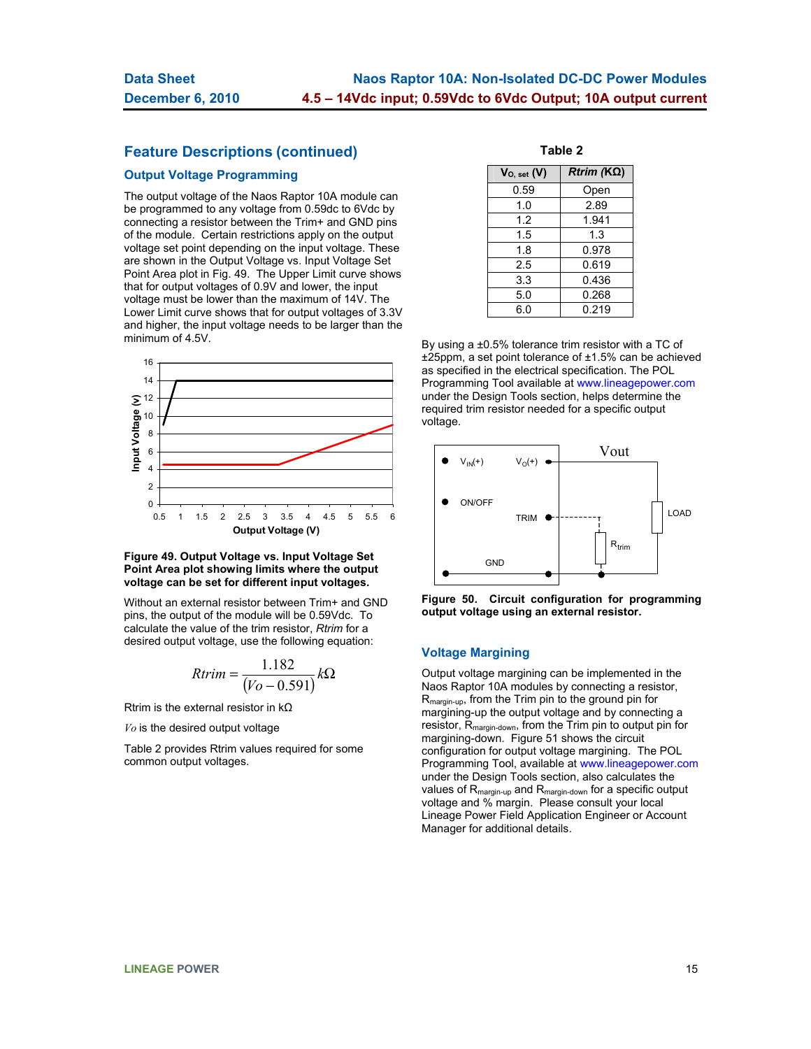## Feature Descriptions (continued)

### Output Voltage Programming

The output voltage of the Naos Raptor 10A module can be programmed to any voltage from 0.59dc to 6Vdc by connecting a resistor between the Trim+ and GND pins of the module. Certain restrictions apply on the output voltage set point depending on the input voltage. These are shown in the Output Voltage vs. Input Voltage Set Point Area plot in Fig. 49. The Upper Limit curve shows that for output voltages of 0.9V and lower, the input voltage must be lower than the maximum of 14V. The Lower Limit curve shows that for output voltages of 3.3V and higher, the input voltage needs to be larger than the minimum of 4.5V.

**Figure 49. Output Voltage vs. Input Voltage Set Point Area plot showing limits where the output voltage can be set for different input voltages.**

Without an external resistor between Trim+ and GND pins, the output of the module will be 0.59Vdc. To calculate the value of the trim resistor, *Rtrim* for a desired output voltage, use the following equation:

$$Rtrim = \frac{1.182}{(Vo - 0.591)} k\Omega$$

Rtrim is the external resistor in kΩ

$Vo$ is the desired output voltage

Table 2 provides Rtrim values required for some common output voltages.

**Table 2**

| $V_{O,\,set}$ (V) | *Rtrim* (KΩ) |
|---|---|
| 0.59 | Open |
| 1.0 | 2.89 |
| 1.2 | 1.941 |
| 1.5 | 1.3 |
| 1.8 | 0.978 |
| 2.5 | 0.619 |
| 3.3 | 0.436 |
| 5.0 | 0.268 |
| 6.0 | 0.219 |

By using a ±0.5% tolerance trim resistor with a TC of ±25ppm, a set point tolerance of ±1.5% can be achieved as specified in the electrical specification. The POL Programming Tool available at www.lineagepower.com under the Design Tools section, helps determine the required trim resistor needed for a specific output voltage.

**Figure 50. Circuit configuration for programming output voltage using an external resistor.**

### Voltage Margining

Output voltage margining can be implemented in the Naos Raptor 10A modules by connecting a resistor, $R_{margin\text{-}up}$, from the Trim pin to the ground pin for margining-up the output voltage and by connecting a resistor, $R_{margin\text{-}down}$, from the Trim pin to output pin for margining-down. Figure 51 shows the circuit configuration for output voltage margining. The POL Programming Tool, available at www.lineagepower.com under the Design Tools section, also calculates the values of $R_{margin\text{-}up}$ and $R_{margin\text{-}down}$ for a specific output voltage and % margin. Please consult your local Lineage Power Field Application Engineer or Account Manager for additional details.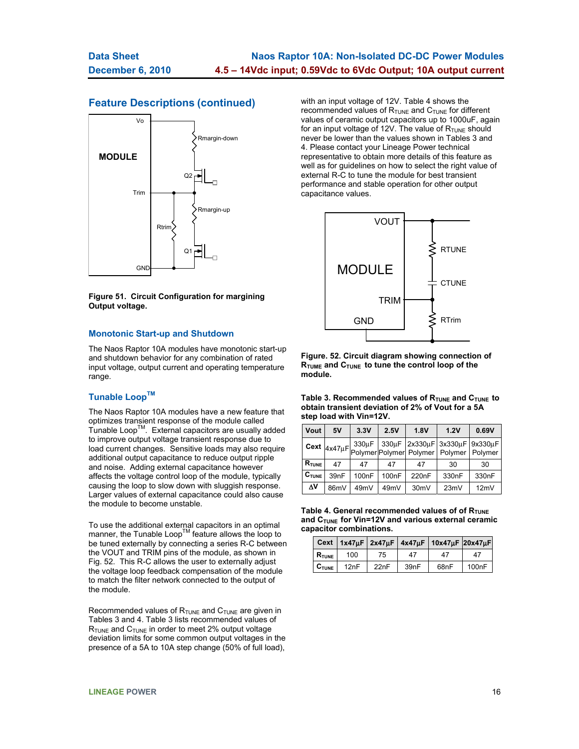## Feature Descriptions (continued)

**Figure 51. Circuit Configuration for margining Output voltage.**

### Monotonic Start-up and Shutdown

The Naos Raptor 10A modules have monotonic start-up and shutdown behavior for any combination of rated input voltage, output current and operating temperature range.

### Tunable Loop™

The Naos Raptor 10A modules have a new feature that optimizes transient response of the module called Tunable Loop™. External capacitors are usually added to improve output voltage transient response due to load current changes. Sensitive loads may also require additional output capacitance to reduce output ripple and noise. Adding external capacitance however affects the voltage control loop of the module, typically causing the loop to slow down with sluggish response. Larger values of external capacitance could also cause the module to become unstable.

To use the additional external capacitors in an optimal manner, the Tunable Loop™ feature allows the loop to be tuned externally by connecting a series R-C between the VOUT and TRIM pins of the module, as shown in Fig. 52. This R-C allows the user to externally adjust the voltage loop feedback compensation of the module to match the filter network connected to the output of the module.

Recommended values of $R_{TUNE}$ and $C_{TUNE}$ are given in Tables 3 and 4. Table 3 lists recommended values of $R_{TUNE}$ and $C_{TUNE}$ in order to meet 2% output voltage deviation limits for some common output voltages in the presence of a 5A to 10A step change (50% of full load), with an input voltage of 12V. Table 4 shows the recommended values of $R_{TUNE}$ and $C_{TUNE}$ for different values of ceramic output capacitors up to 1000uF, again for an input voltage of 12V. The value of $R_{TUNE}$ should never be lower than the values shown in Tables 3 and 4. Please contact your Lineage Power technical representative to obtain more details of this feature as well as for guidelines on how to select the right value of external R-C to tune the module for best transient performance and stable operation for other output capacitance values.

**Figure. 52. Circuit diagram showing connection of $R_{TUNE}$ and $C_{TUNE}$ to tune the control loop of the module.**

**Table 3. Recommended values of $R_{TUNE}$ and $C_{TUNE}$ to obtain transient deviation of 2% of Vout for a 5A step load with Vin=12V.**

| Vout | 5V | 3.3V | 2.5V | 1.8V | 1.2V | 0.69V |
|---|---|---|---|---|---|---|
| Cext | 4x47µF | 330µF Polymer | 330µF Polymer | 2x330µF Polymer | 3x330µF Polymer | 9x330µF Polymer |
| $R_{TUNE}$ | 47 | 47 | 47 | 47 | 30 | 30 |
| $C_{TUNE}$ | 39nF | 100nF | 100nF | 220nF | 330nF | 330nF |
| ΔV | 86mV | 49mV | 49mV | 30mV | 23mV | 12mV |

**Table 4. General recommended values of of $R_{TUNE}$ and $C_{TUNE}$ for Vin=12V and various external ceramic capacitor combinations.**

| Cext | 1x47µF | 2x47µF | 4x47µF | 10x47µF | 20x47µF |
|---|---|---|---|---|---|
| $R_{TUNE}$ | 100 | 75 | 47 | 47 | 47 |
| $C_{TUNE}$ | 12nF | 22nF | 39nF | 68nF | 100nF |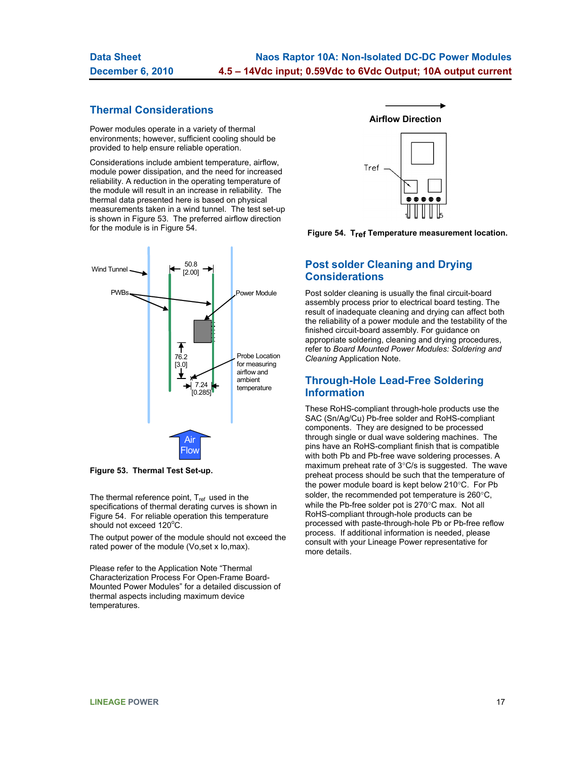## Thermal Considerations

Power modules operate in a variety of thermal environments; however, sufficient cooling should be provided to help ensure reliable operation.

Considerations include ambient temperature, airflow, module power dissipation, and the need for increased reliability. A reduction in the operating temperature of the module will result in an increase in reliability. The thermal data presented here is based on physical measurements taken in a wind tunnel. The test set-up is shown in Figure 53. The preferred airflow direction for the module is in Figure 54.

**Figure 53. Thermal Test Set-up.**

The thermal reference point, $T_{ref}$ used in the specifications of thermal derating curves is shown in Figure 54. For reliable operation this temperature should not exceed 120°C.

The output power of the module should not exceed the rated power of the module (Vo,set x Io,max).

Please refer to the Application Note "Thermal Characterization Process For Open-Frame Board-Mounted Power Modules" for a detailed discussion of thermal aspects including maximum device temperatures.

**Figure 54. $T_{ref}$ Temperature measurement location.**

## Post solder Cleaning and Drying Considerations

Post solder cleaning is usually the final circuit-board assembly process prior to electrical board testing. The result of inadequate cleaning and drying can affect both the reliability of a power module and the testability of the finished circuit-board assembly. For guidance on appropriate soldering, cleaning and drying procedures, refer to *Board Mounted Power Modules: Soldering and Cleaning* Application Note.

## Through-Hole Lead-Free Soldering Information

These RoHS-compliant through-hole products use the SAC (Sn/Ag/Cu) Pb-free solder and RoHS-compliant components. They are designed to be processed through single or dual wave soldering machines. The pins have an RoHS-compliant finish that is compatible with both Pb and Pb-free wave soldering processes. A maximum preheat rate of 3°C/s is suggested. The wave preheat process should be such that the temperature of the power module board is kept below 210°C. For Pb solder, the recommended pot temperature is 260°C, while the Pb-free solder pot is 270°C max. Not all RoHS-compliant through-hole products can be processed with paste-through-hole Pb or Pb-free reflow process. If additional information is needed, please consult with your Lineage Power representative for more details.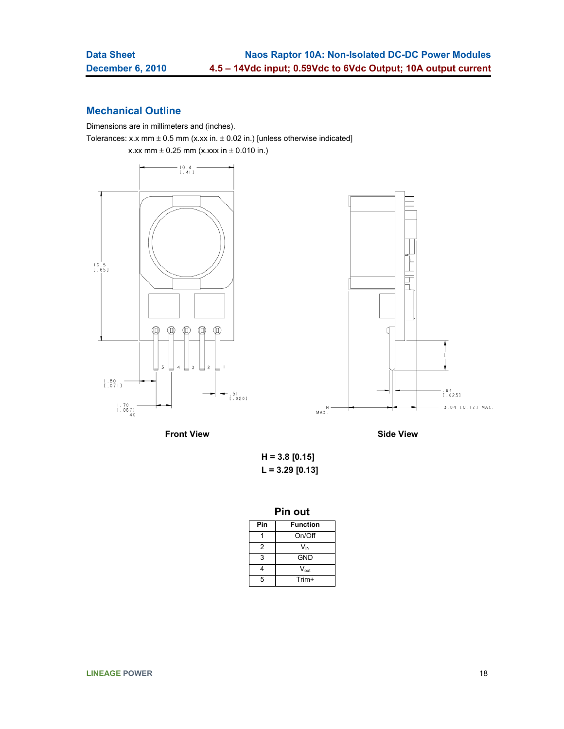## Mechanical Outline

Dimensions are in millimeters and (inches).

Tolerances: x.x mm ± 0.5 mm (x.xx in. ± 0.02 in.) [unless otherwise indicated]

x.xx mm ± 0.25 mm (x.xxx in ± 0.010 in.)

Front View

Side View

**H = 3.8 [0.15]**

**L = 3.29 [0.13]**

### Pin out

| Pin | Function |
|---|---|
| 1 | On/Off |
| 2 | $V_{IN}$ |
| 3 | GND |
| 4 | $V_{out}$ |
| 5 | Trim+ |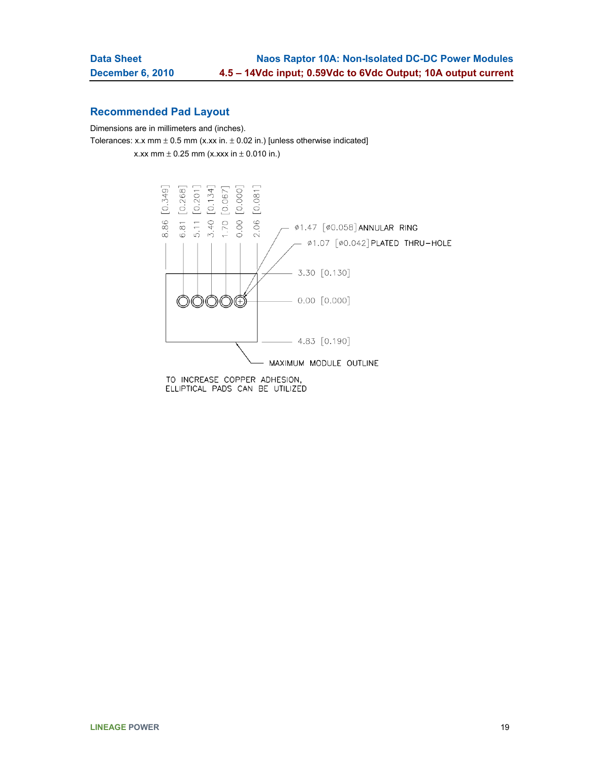## Recommended Pad Layout

Dimensions are in millimeters and (inches).

Tolerances: x.x mm ± 0.5 mm (x.xx in. ± 0.02 in.) [unless otherwise indicated]

x.xx mm ± 0.25 mm (x.xxx in ± 0.010 in.)

8.86 [0.349]  6.81 [0.268]  5.11 [0.201]  3.40 [0.134]  1.70 [0.067]  0.00 [0.000]  2.06 [0.081]

ø1.47 [ø0.058] ANNULAR RING

ø1.07 [ø0.042] PLATED THRU-HOLE

3.30 [0.130]

0.00 [0.000]

4.83 [0.190]

MAXIMUM MODULE OUTLINE

TO INCREASE COPPER ADHESION, ELLIPTICAL PADS CAN BE UTILIZED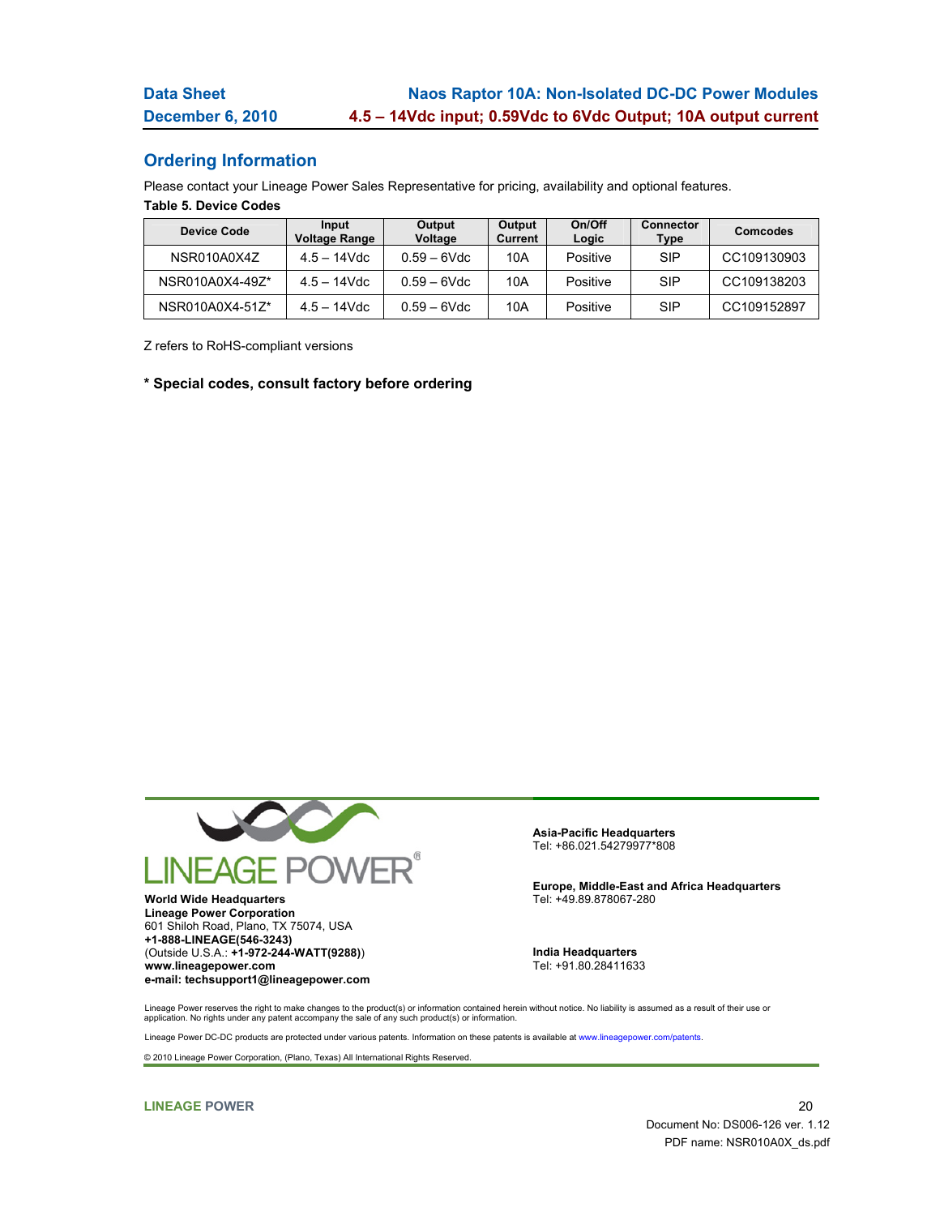## Ordering Information

Please contact your Lineage Power Sales Representative for pricing, availability and optional features.

**Table 5. Device Codes**

| Device Code | Input Voltage Range | Output Voltage | Output Current | On/Off Logic | Connector Type | Comcodes |
|---|---|---|---|---|---|---|
| NSR010A0X4Z | 4.5 – 14Vdc | 0.59 – 6Vdc | 10A | Positive | SIP | CC109130903 |
| NSR010A0X4-49Z* | 4.5 – 14Vdc | 0.59 – 6Vdc | 10A | Positive | SIP | CC109138203 |
| NSR010A0X4-51Z* | 4.5 – 14Vdc | 0.59 – 6Vdc | 10A | Positive | SIP | CC109152897 |

Z refers to RoHS-compliant versions

**\* Special codes, consult factory before ordering**

LINEAGE POWER

**World Wide Headquarters**
**Lineage Power Corporation**
601 Shiloh Road, Plano, TX 75074, USA
**+1-888-LINEAGE(546-3243)**
(Outside U.S.A.: **+1-972-244-WATT(9288)**)
**www.lineagepower.com**
**e-mail: techsupport1@lineagepower.com**

**Asia-Pacific Headquarters**
Tel: +86.021.54279977*808

**Europe, Middle-East and Africa Headquarters**
Tel: +49.89.878067-280

**India Headquarters**
Tel: +91.80.28411633

Lineage Power reserves the right to make changes to the product(s) or information contained herein without notice. No liability is assumed as a result of their use or application. No rights under any patent accompany the sale of any such product(s) or information.

Lineage Power DC-DC products are protected under various patents. Information on these patents is available at www.lineagepower.com/patents.

© 2010 Lineage Power Corporation, (Plano, Texas) All International Rights Reserved.

Document No: DS006-126 ver. 1.12
PDF name: NSR010A0X_ds.pdf